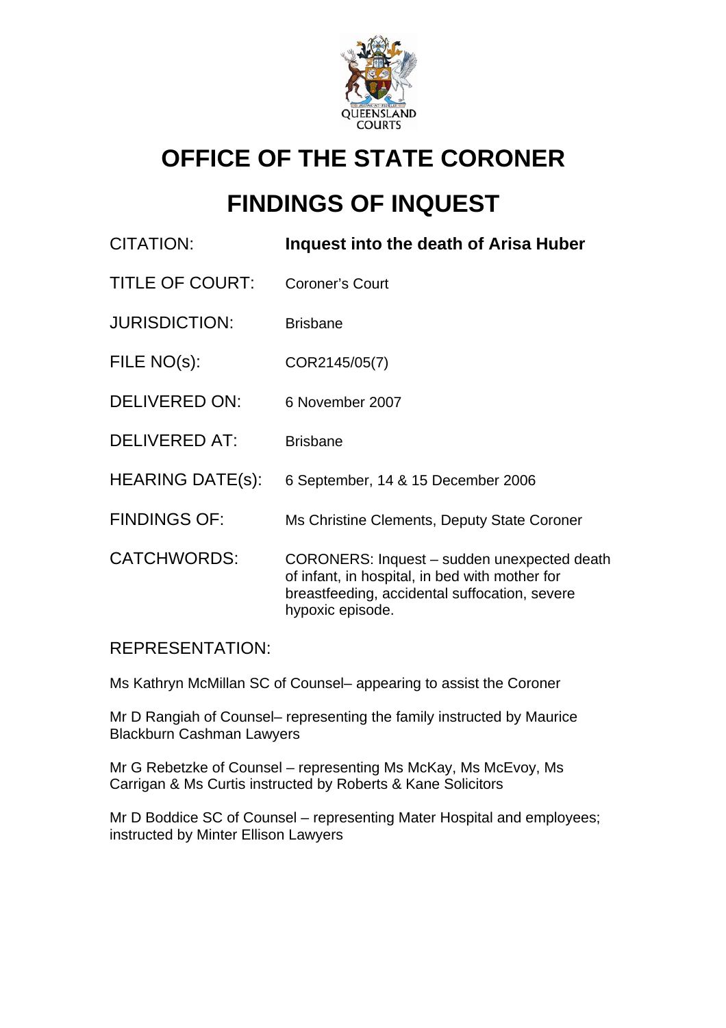# OFFICE OF THE STATE CORONER

# FINDINGS OF INQUEST

| | |
|---|---|
| CITATION: | **Inquest into the death of Arisa Huber** |
| TITLE OF COURT: | Coroner's Court |
| JURISDICTION: | Brisbane |
| FILE NO(s): | COR2145/05(7) |
| DELIVERED ON: | 6 November 2007 |
| DELIVERED AT: | Brisbane |
| HEARING DATE(s): | 6 September, 14 & 15 December 2006 |
| FINDINGS OF: | Ms Christine Clements, Deputy State Coroner |
| CATCHWORDS: | CORONERS: Inquest – sudden unexpected death of infant, in hospital, in bed with mother for breastfeeding, accidental suffocation, severe hypoxic episode. |

REPRESENTATION:

Ms Kathryn McMillan SC of Counsel– appearing to assist the Coroner

Mr D Rangiah of Counsel– representing the family instructed by Maurice Blackburn Cashman Lawyers

Mr G Rebetzke of Counsel – representing Ms McKay, Ms McEvoy, Ms Carrigan & Ms Curtis instructed by Roberts & Kane Solicitors

Mr D Boddice SC of Counsel – representing Mater Hospital and employees; instructed by Minter Ellison Lawyers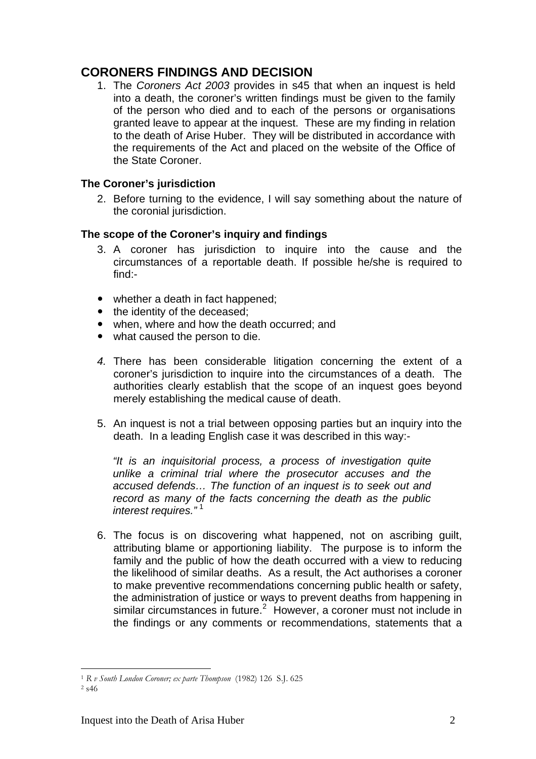## CORONERS FINDINGS AND DECISION

1. The *Coroners Act 2003* provides in s45 that when an inquest is held into a death, the coroner's written findings must be given to the family of the person who died and to each of the persons or organisations granted leave to appear at the inquest. These are my finding in relation to the death of Arise Huber. They will be distributed in accordance with the requirements of the Act and placed on the website of the Office of the State Coroner.

### The Coroner's jurisdiction

2. Before turning to the evidence, I will say something about the nature of the coronial jurisdiction.

### The scope of the Coroner's inquiry and findings

3. A coroner has jurisdiction to inquire into the cause and the circumstances of a reportable death. If possible he/she is required to find:-

- whether a death in fact happened;
- the identity of the deceased;
- when, where and how the death occurred; and
- what caused the person to die.

4. There has been considerable litigation concerning the extent of a coroner's jurisdiction to inquire into the circumstances of a death. The authorities clearly establish that the scope of an inquest goes beyond merely establishing the medical cause of death.

5. An inquest is not a trial between opposing parties but an inquiry into the death. In a leading English case it was described in this way:-

   *"It is an inquisitorial process, a process of investigation quite unlike a criminal trial where the prosecutor accuses and the accused defends… The function of an inquest is to seek out and record as many of the facts concerning the death as the public interest requires."* [1]

6. The focus is on discovering what happened, not on ascribing guilt, attributing blame or apportioning liability. The purpose is to inform the family and the public of how the death occurred with a view to reducing the likelihood of similar deaths. As a result, the Act authorises a coroner to make preventive recommendations concerning public health or safety, the administration of justice or ways to prevent deaths from happening in similar circumstances in future.[2] However, a coroner must not include in the findings or any comments or recommendations, statements that a

---

[1] *R v South London Coroner; ex parte Thompson* (1982) 126 S.J. 625

[2] s46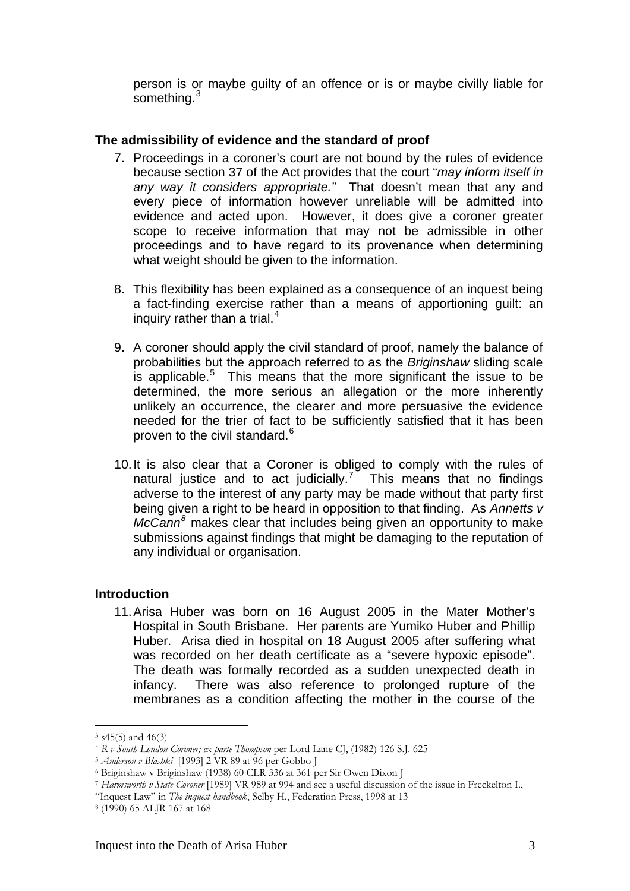person is or maybe guilty of an offence or is or maybe civilly liable for something.[3]

## The admissibility of evidence and the standard of proof

7. Proceedings in a coroner's court are not bound by the rules of evidence because section 37 of the Act provides that the court "*may inform itself in any way it considers appropriate.*" That doesn't mean that any and every piece of information however unreliable will be admitted into evidence and acted upon. However, it does give a coroner greater scope to receive information that may not be admissible in other proceedings and to have regard to its provenance when determining what weight should be given to the information.

8. This flexibility has been explained as a consequence of an inquest being a fact-finding exercise rather than a means of apportioning guilt: an inquiry rather than a trial.[4]

9. A coroner should apply the civil standard of proof, namely the balance of probabilities but the approach referred to as the *Briginshaw* sliding scale is applicable.[5] This means that the more significant the issue to be determined, the more serious an allegation or the more inherently unlikely an occurrence, the clearer and more persuasive the evidence needed for the trier of fact to be sufficiently satisfied that it has been proven to the civil standard.[6]

10. It is also clear that a Coroner is obliged to comply with the rules of natural justice and to act judicially.[7] This means that no findings adverse to the interest of any party may be made without that party first being given a right to be heard in opposition to that finding. As *Annetts v McCann*[8] makes clear that includes being given an opportunity to make submissions against findings that might be damaging to the reputation of any individual or organisation.

## Introduction

11. Arisa Huber was born on 16 August 2005 in the Mater Mother's Hospital in South Brisbane. Her parents are Yumiko Huber and Phillip Huber. Arisa died in hospital on 18 August 2005 after suffering what was recorded on her death certificate as a "severe hypoxic episode". The death was formally recorded as a sudden unexpected death in infancy. There was also reference to prolonged rupture of the membranes as a condition affecting the mother in the course of the

---

[3] s45(5) and 46(3)

[4] *R v South London Coroner; ex parte Thompson* per Lord Lane CJ, (1982) 126 S.J. 625

[5] *Anderson v Blashki* [1993] 2 VR 89 at 96 per Gobbo J

[6] Briginshaw v Briginshaw (1938) 60 CLR 336 at 361 per Sir Owen Dixon J

[7] *Harmsworth v State Coroner* [1989] VR 989 at 994 and see a useful discussion of the issue in Freckelton I., "Inquest Law" in *The inquest handbook*, Selby H., Federation Press, 1998 at 13

[8] (1990) 65 ALJR 167 at 168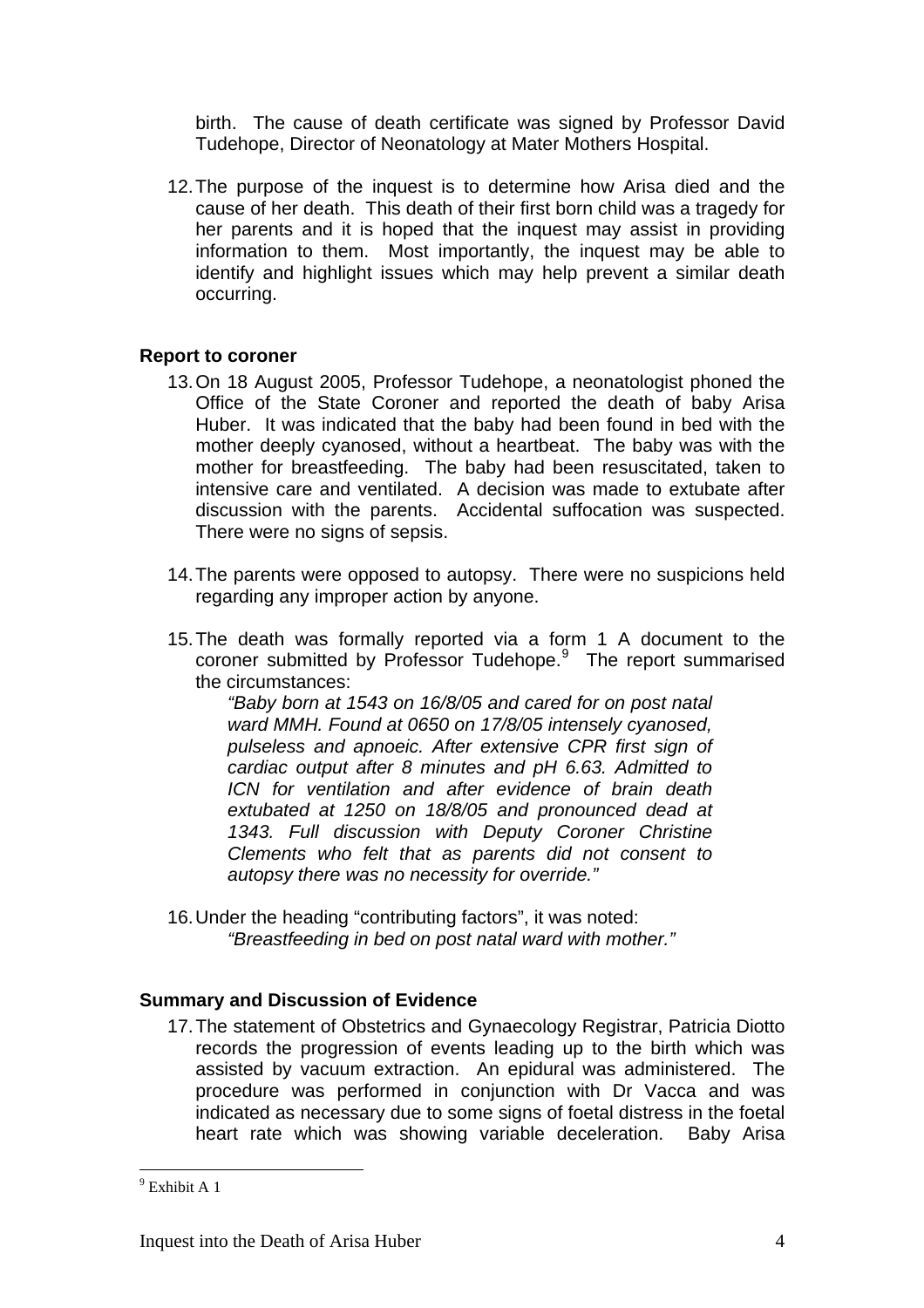birth. The cause of death certificate was signed by Professor David Tudehope, Director of Neonatology at Mater Mothers Hospital.

12. The purpose of the inquest is to determine how Arisa died and the cause of her death. This death of their first born child was a tragedy for her parents and it is hoped that the inquest may assist in providing information to them. Most importantly, the inquest may be able to identify and highlight issues which may help prevent a similar death occurring.

**Report to coroner**

13. On 18 August 2005, Professor Tudehope, a neonatologist phoned the Office of the State Coroner and reported the death of baby Arisa Huber. It was indicated that the baby had been found in bed with the mother deeply cyanosed, without a heartbeat. The baby was with the mother for breastfeeding. The baby had been resuscitated, taken to intensive care and ventilated. A decision was made to extubate after discussion with the parents. Accidental suffocation was suspected. There were no signs of sepsis.

14. The parents were opposed to autopsy. There were no suspicions held regarding any improper action by anyone.

15. The death was formally reported via a form 1 A document to the coroner submitted by Professor Tudehope.[9] The report summarised the circumstances:

    *"Baby born at 1543 on 16/8/05 and cared for on post natal ward MMH. Found at 0650 on 17/8/05 intensely cyanosed, pulseless and apnoeic. After extensive CPR first sign of cardiac output after 8 minutes and pH 6.63. Admitted to ICN for ventilation and after evidence of brain death extubated at 1250 on 18/8/05 and pronounced dead at 1343. Full discussion with Deputy Coroner Christine Clements who felt that as parents did not consent to autopsy there was no necessity for override."*

16. Under the heading "contributing factors", it was noted:

    *"Breastfeeding in bed on post natal ward with mother."*

**Summary and Discussion of Evidence**

17. The statement of Obstetrics and Gynaecology Registrar, Patricia Diotto records the progression of events leading up to the birth which was assisted by vacuum extraction. An epidural was administered. The procedure was performed in conjunction with Dr Vacca and was indicated as necessary due to some signs of foetal distress in the foetal heart rate which was showing variable deceleration. Baby Arisa

[9] Exhibit A 1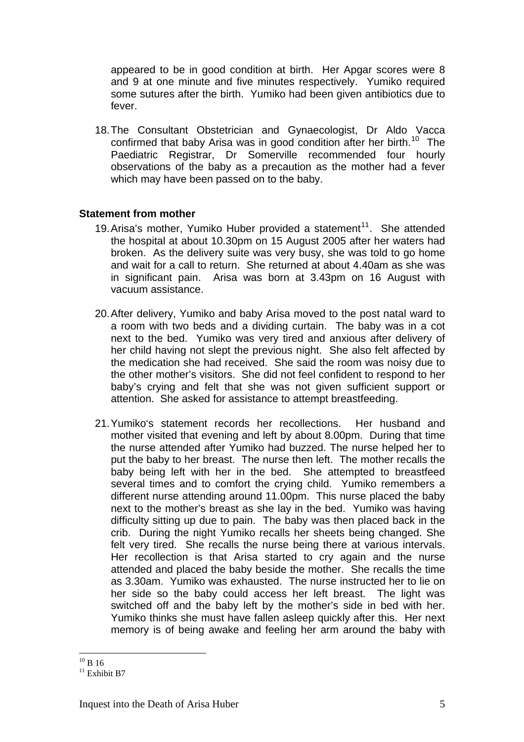appeared to be in good condition at birth. Her Apgar scores were 8 and 9 at one minute and five minutes respectively. Yumiko required some sutures after the birth. Yumiko had been given antibiotics due to fever.

18. The Consultant Obstetrician and Gynaecologist, Dr Aldo Vacca confirmed that baby Arisa was in good condition after her birth.[10] The Paediatric Registrar, Dr Somerville recommended four hourly observations of the baby as a precaution as the mother had a fever which may have been passed on to the baby.

**Statement from mother**

19. Arisa's mother, Yumiko Huber provided a statement[11]. She attended the hospital at about 10.30pm on 15 August 2005 after her waters had broken. As the delivery suite was very busy, she was told to go home and wait for a call to return. She returned at about 4.40am as she was in significant pain. Arisa was born at 3.43pm on 16 August with vacuum assistance.

20. After delivery, Yumiko and baby Arisa moved to the post natal ward to a room with two beds and a dividing curtain. The baby was in a cot next to the bed. Yumiko was very tired and anxious after delivery of her child having not slept the previous night. She also felt affected by the medication she had received. She said the room was noisy due to the other mother's visitors. She did not feel confident to respond to her baby's crying and felt that she was not given sufficient support or attention. She asked for assistance to attempt breastfeeding.

21. Yumiko's statement records her recollections. Her husband and mother visited that evening and left by about 8.00pm. During that time the nurse attended after Yumiko had buzzed. The nurse helped her to put the baby to her breast. The nurse then left. The mother recalls the baby being left with her in the bed. She attempted to breastfeed several times and to comfort the crying child. Yumiko remembers a different nurse attending around 11.00pm. This nurse placed the baby next to the mother's breast as she lay in the bed. Yumiko was having difficulty sitting up due to pain. The baby was then placed back in the crib. During the night Yumiko recalls her sheets being changed. She felt very tired. She recalls the nurse being there at various intervals. Her recollection is that Arisa started to cry again and the nurse attended and placed the baby beside the mother. She recalls the time as 3.30am. Yumiko was exhausted. The nurse instructed her to lie on her side so the baby could access her left breast. The light was switched off and the baby left by the mother's side in bed with her. Yumiko thinks she must have fallen asleep quickly after this. Her next memory is of being awake and feeling her arm around the baby with

[10] B 16

[11] Exhibit B7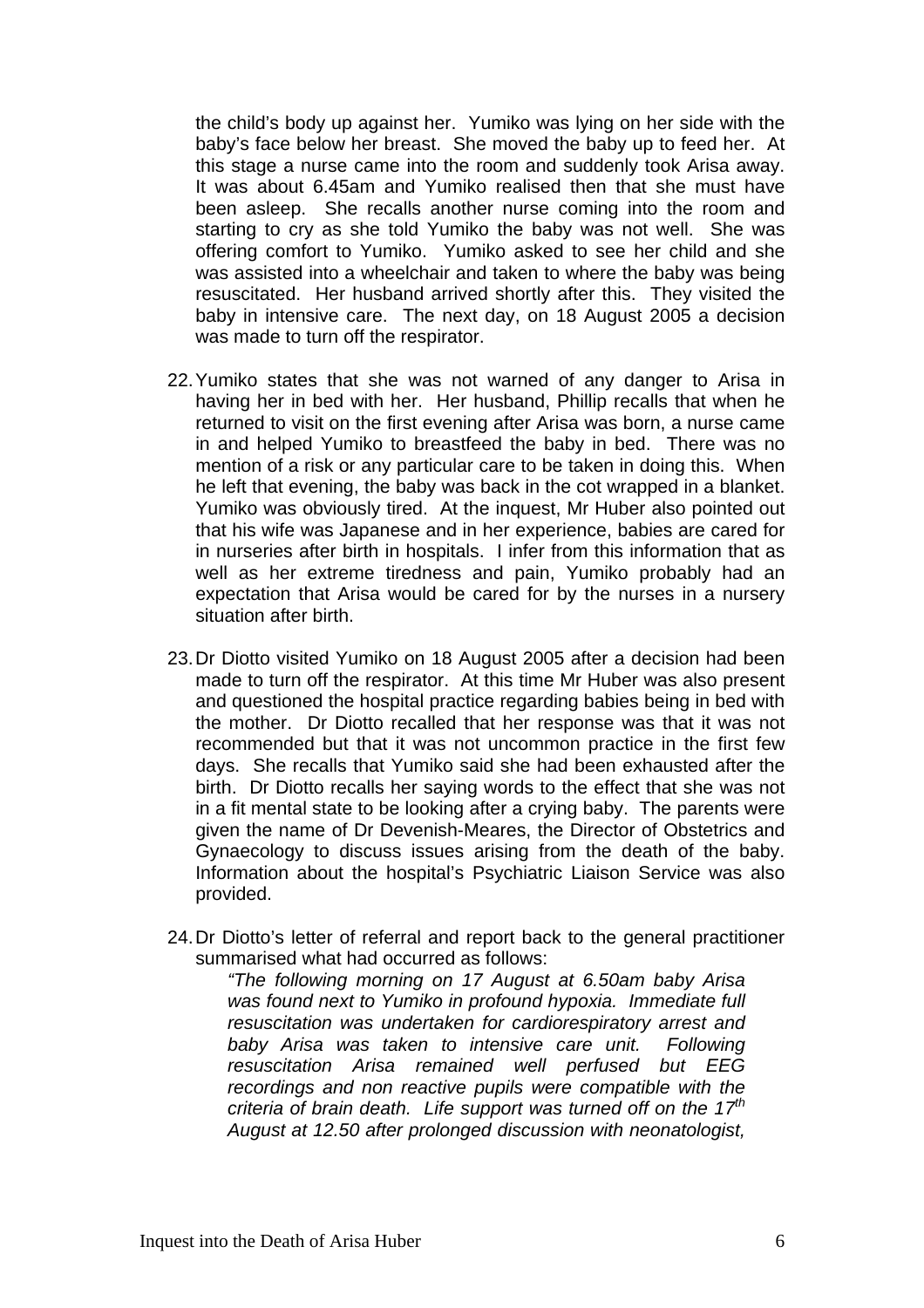the child's body up against her. Yumiko was lying on her side with the baby's face below her breast. She moved the baby up to feed her. At this stage a nurse came into the room and suddenly took Arisa away. It was about 6.45am and Yumiko realised then that she must have been asleep. She recalls another nurse coming into the room and starting to cry as she told Yumiko the baby was not well. She was offering comfort to Yumiko. Yumiko asked to see her child and she was assisted into a wheelchair and taken to where the baby was being resuscitated. Her husband arrived shortly after this. They visited the baby in intensive care. The next day, on 18 August 2005 a decision was made to turn off the respirator.

22. Yumiko states that she was not warned of any danger to Arisa in having her in bed with her. Her husband, Phillip recalls that when he returned to visit on the first evening after Arisa was born, a nurse came in and helped Yumiko to breastfeed the baby in bed. There was no mention of a risk or any particular care to be taken in doing this. When he left that evening, the baby was back in the cot wrapped in a blanket. Yumiko was obviously tired. At the inquest, Mr Huber also pointed out that his wife was Japanese and in her experience, babies are cared for in nurseries after birth in hospitals. I infer from this information that as well as her extreme tiredness and pain, Yumiko probably had an expectation that Arisa would be cared for by the nurses in a nursery situation after birth.

23. Dr Diotto visited Yumiko on 18 August 2005 after a decision had been made to turn off the respirator. At this time Mr Huber was also present and questioned the hospital practice regarding babies being in bed with the mother. Dr Diotto recalled that her response was that it was not recommended but that it was not uncommon practice in the first few days. She recalls that Yumiko said she had been exhausted after the birth. Dr Diotto recalls her saying words to the effect that she was not in a fit mental state to be looking after a crying baby. The parents were given the name of Dr Devenish-Meares, the Director of Obstetrics and Gynaecology to discuss issues arising from the death of the baby. Information about the hospital's Psychiatric Liaison Service was also provided.

24. Dr Diotto's letter of referral and report back to the general practitioner summarised what had occurred as follows:

    *"The following morning on 17 August at 6.50am baby Arisa was found next to Yumiko in profound hypoxia. Immediate full resuscitation was undertaken for cardiorespiratory arrest and baby Arisa was taken to intensive care unit. Following resuscitation Arisa remained well perfused but EEG recordings and non reactive pupils were compatible with the criteria of brain death. Life support was turned off on the 17th August at 12.50 after prolonged discussion with neonatologist,*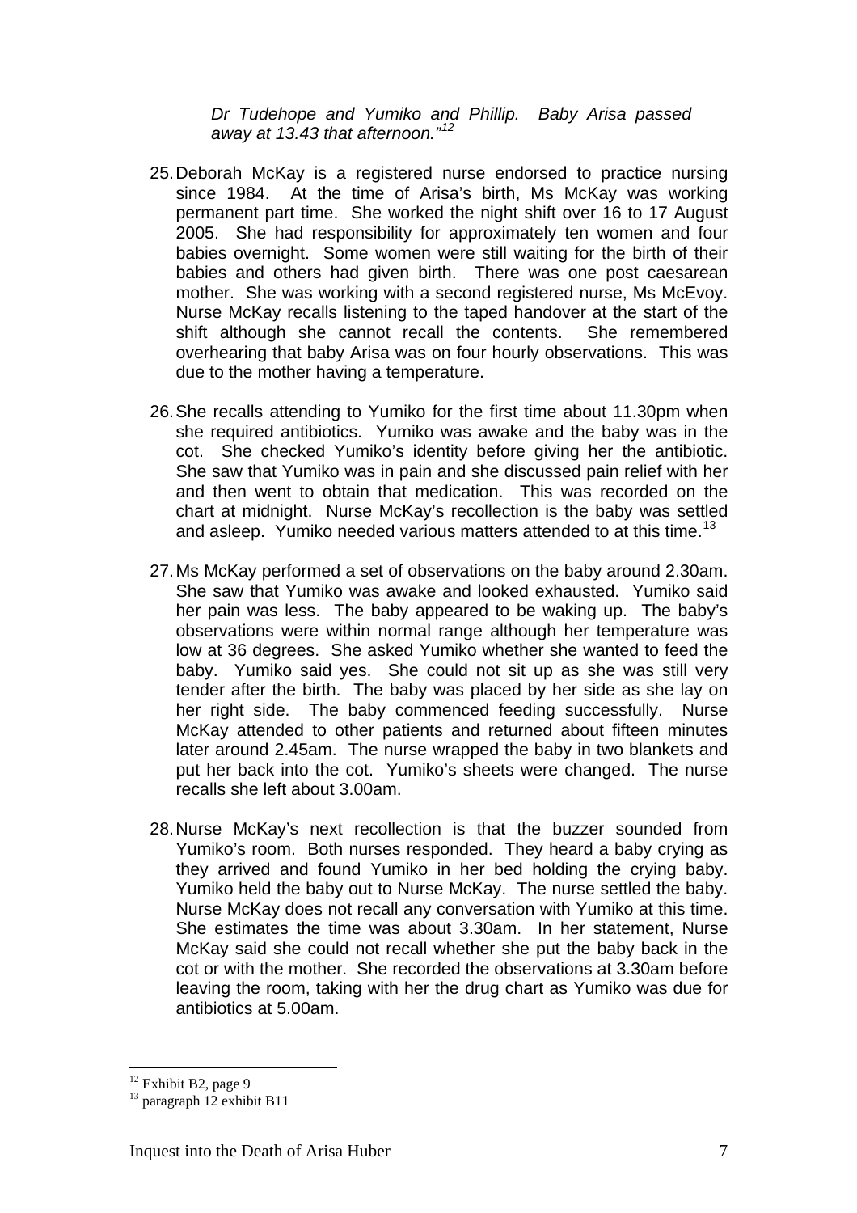*Dr Tudehope and Yumiko and Phillip. Baby Arisa passed away at 13.43 that afternoon."*[12]

25. Deborah McKay is a registered nurse endorsed to practice nursing since 1984. At the time of Arisa's birth, Ms McKay was working permanent part time. She worked the night shift over 16 to 17 August 2005. She had responsibility for approximately ten women and four babies overnight. Some women were still waiting for the birth of their babies and others had given birth. There was one post caesarean mother. She was working with a second registered nurse, Ms McEvoy. Nurse McKay recalls listening to the taped handover at the start of the shift although she cannot recall the contents. She remembered overhearing that baby Arisa was on four hourly observations. This was due to the mother having a temperature.

26. She recalls attending to Yumiko for the first time about 11.30pm when she required antibiotics. Yumiko was awake and the baby was in the cot. She checked Yumiko's identity before giving her the antibiotic. She saw that Yumiko was in pain and she discussed pain relief with her and then went to obtain that medication. This was recorded on the chart at midnight. Nurse McKay's recollection is the baby was settled and asleep. Yumiko needed various matters attended to at this time.[13]

27. Ms McKay performed a set of observations on the baby around 2.30am. She saw that Yumiko was awake and looked exhausted. Yumiko said her pain was less. The baby appeared to be waking up. The baby's observations were within normal range although her temperature was low at 36 degrees. She asked Yumiko whether she wanted to feed the baby. Yumiko said yes. She could not sit up as she was still very tender after the birth. The baby was placed by her side as she lay on her right side. The baby commenced feeding successfully. Nurse McKay attended to other patients and returned about fifteen minutes later around 2.45am. The nurse wrapped the baby in two blankets and put her back into the cot. Yumiko's sheets were changed. The nurse recalls she left about 3.00am.

28. Nurse McKay's next recollection is that the buzzer sounded from Yumiko's room. Both nurses responded. They heard a baby crying as they arrived and found Yumiko in her bed holding the crying baby. Yumiko held the baby out to Nurse McKay. The nurse settled the baby. Nurse McKay does not recall any conversation with Yumiko at this time. She estimates the time was about 3.30am. In her statement, Nurse McKay said she could not recall whether she put the baby back in the cot or with the mother. She recorded the observations at 3.30am before leaving the room, taking with her the drug chart as Yumiko was due for antibiotics at 5.00am.

---

[12] Exhibit B2, page 9

[13] paragraph 12 exhibit B11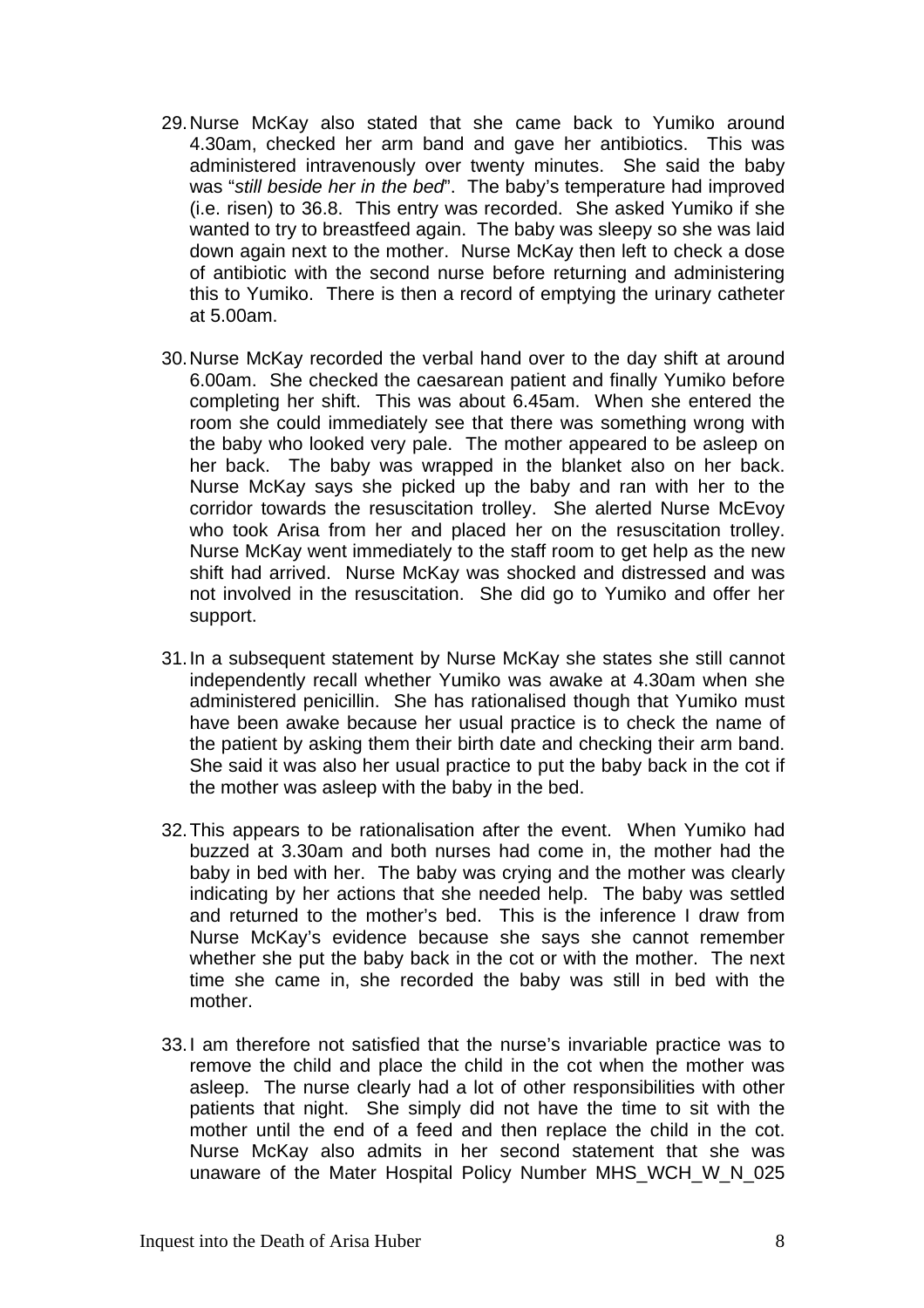29. Nurse McKay also stated that she came back to Yumiko around 4.30am, checked her arm band and gave her antibiotics. This was administered intravenously over twenty minutes. She said the baby was "*still beside her in the bed*". The baby's temperature had improved (i.e. risen) to 36.8. This entry was recorded. She asked Yumiko if she wanted to try to breastfeed again. The baby was sleepy so she was laid down again next to the mother. Nurse McKay then left to check a dose of antibiotic with the second nurse before returning and administering this to Yumiko. There is then a record of emptying the urinary catheter at 5.00am.

30. Nurse McKay recorded the verbal hand over to the day shift at around 6.00am. She checked the caesarean patient and finally Yumiko before completing her shift. This was about 6.45am. When she entered the room she could immediately see that there was something wrong with the baby who looked very pale. The mother appeared to be asleep on her back. The baby was wrapped in the blanket also on her back. Nurse McKay says she picked up the baby and ran with her to the corridor towards the resuscitation trolley. She alerted Nurse McEvoy who took Arisa from her and placed her on the resuscitation trolley. Nurse McKay went immediately to the staff room to get help as the new shift had arrived. Nurse McKay was shocked and distressed and was not involved in the resuscitation. She did go to Yumiko and offer her support.

31. In a subsequent statement by Nurse McKay she states she still cannot independently recall whether Yumiko was awake at 4.30am when she administered penicillin. She has rationalised though that Yumiko must have been awake because her usual practice is to check the name of the patient by asking them their birth date and checking their arm band. She said it was also her usual practice to put the baby back in the cot if the mother was asleep with the baby in the bed.

32. This appears to be rationalisation after the event. When Yumiko had buzzed at 3.30am and both nurses had come in, the mother had the baby in bed with her. The baby was crying and the mother was clearly indicating by her actions that she needed help. The baby was settled and returned to the mother's bed. This is the inference I draw from Nurse McKay's evidence because she says she cannot remember whether she put the baby back in the cot or with the mother. The next time she came in, she recorded the baby was still in bed with the mother.

33. I am therefore not satisfied that the nurse's invariable practice was to remove the child and place the child in the cot when the mother was asleep. The nurse clearly had a lot of other responsibilities with other patients that night. She simply did not have the time to sit with the mother until the end of a feed and then replace the child in the cot. Nurse McKay also admits in her second statement that she was unaware of the Mater Hospital Policy Number MHS_WCH_W_N_025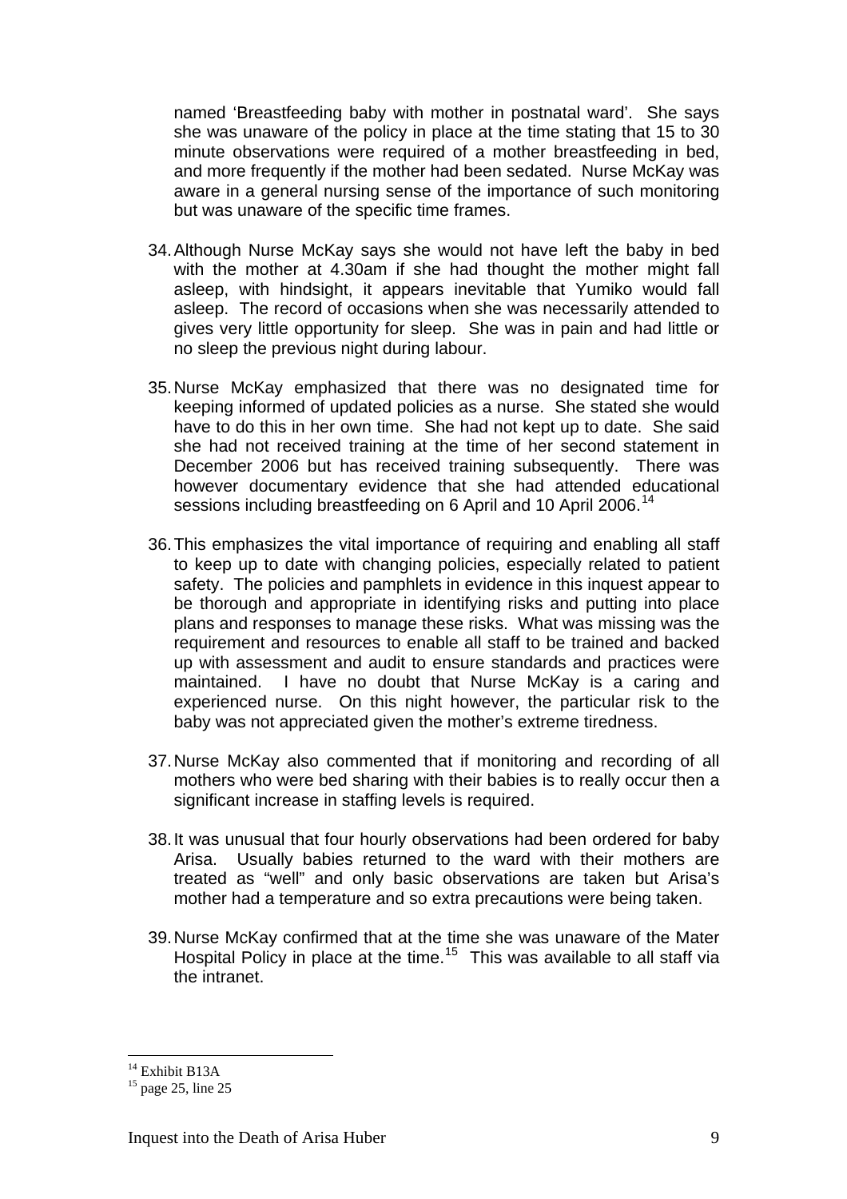named 'Breastfeeding baby with mother in postnatal ward'. She says she was unaware of the policy in place at the time stating that 15 to 30 minute observations were required of a mother breastfeeding in bed, and more frequently if the mother had been sedated. Nurse McKay was aware in a general nursing sense of the importance of such monitoring but was unaware of the specific time frames.

34. Although Nurse McKay says she would not have left the baby in bed with the mother at 4.30am if she had thought the mother might fall asleep, with hindsight, it appears inevitable that Yumiko would fall asleep. The record of occasions when she was necessarily attended to gives very little opportunity for sleep. She was in pain and had little or no sleep the previous night during labour.

35. Nurse McKay emphasized that there was no designated time for keeping informed of updated policies as a nurse. She stated she would have to do this in her own time. She had not kept up to date. She said she had not received training at the time of her second statement in December 2006 but has received training subsequently. There was however documentary evidence that she had attended educational sessions including breastfeeding on 6 April and 10 April 2006.[14]

36. This emphasizes the vital importance of requiring and enabling all staff to keep up to date with changing policies, especially related to patient safety. The policies and pamphlets in evidence in this inquest appear to be thorough and appropriate in identifying risks and putting into place plans and responses to manage these risks. What was missing was the requirement and resources to enable all staff to be trained and backed up with assessment and audit to ensure standards and practices were maintained. I have no doubt that Nurse McKay is a caring and experienced nurse. On this night however, the particular risk to the baby was not appreciated given the mother's extreme tiredness.

37. Nurse McKay also commented that if monitoring and recording of all mothers who were bed sharing with their babies is to really occur then a significant increase in staffing levels is required.

38. It was unusual that four hourly observations had been ordered for baby Arisa. Usually babies returned to the ward with their mothers are treated as "well" and only basic observations are taken but Arisa's mother had a temperature and so extra precautions were being taken.

39. Nurse McKay confirmed that at the time she was unaware of the Mater Hospital Policy in place at the time.[15] This was available to all staff via the intranet.

---

[14] Exhibit B13A

[15] page 25, line 25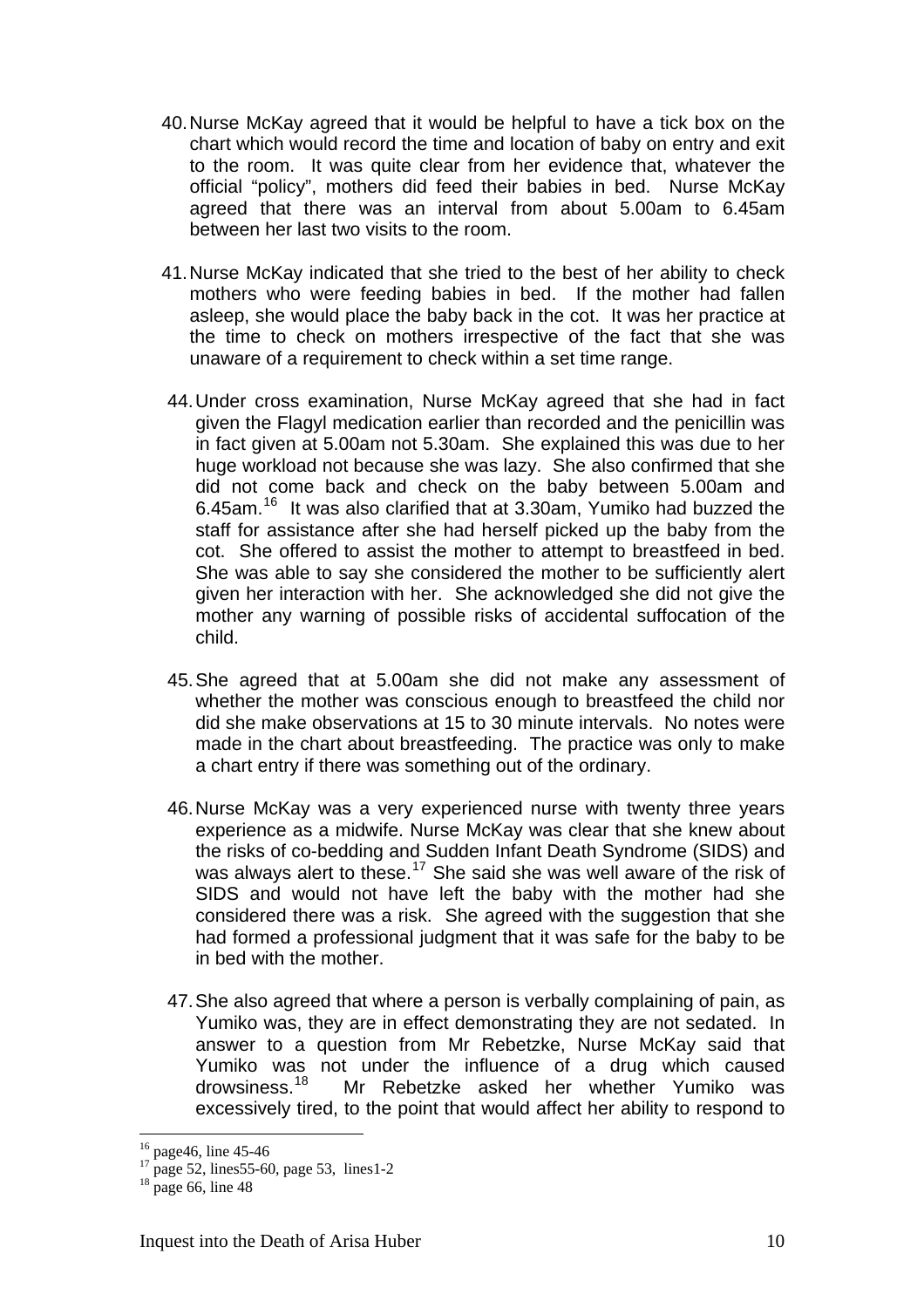40. Nurse McKay agreed that it would be helpful to have a tick box on the chart which would record the time and location of baby on entry and exit to the room. It was quite clear from her evidence that, whatever the official "policy", mothers did feed their babies in bed. Nurse McKay agreed that there was an interval from about 5.00am to 6.45am between her last two visits to the room.

41. Nurse McKay indicated that she tried to the best of her ability to check mothers who were feeding babies in bed. If the mother had fallen asleep, she would place the baby back in the cot. It was her practice at the time to check on mothers irrespective of the fact that she was unaware of a requirement to check within a set time range.

44. Under cross examination, Nurse McKay agreed that she had in fact given the Flagyl medication earlier than recorded and the penicillin was in fact given at 5.00am not 5.30am. She explained this was due to her huge workload not because she was lazy. She also confirmed that she did not come back and check on the baby between 5.00am and 6.45am.[16] It was also clarified that at 3.30am, Yumiko had buzzed the staff for assistance after she had herself picked up the baby from the cot. She offered to assist the mother to attempt to breastfeed in bed. She was able to say she considered the mother to be sufficiently alert given her interaction with her. She acknowledged she did not give the mother any warning of possible risks of accidental suffocation of the child.

45. She agreed that at 5.00am she did not make any assessment of whether the mother was conscious enough to breastfeed the child nor did she make observations at 15 to 30 minute intervals. No notes were made in the chart about breastfeeding. The practice was only to make a chart entry if there was something out of the ordinary.

46. Nurse McKay was a very experienced nurse with twenty three years experience as a midwife. Nurse McKay was clear that she knew about the risks of co-bedding and Sudden Infant Death Syndrome (SIDS) and was always alert to these.[17] She said she was well aware of the risk of SIDS and would not have left the baby with the mother had she considered there was a risk. She agreed with the suggestion that she had formed a professional judgment that it was safe for the baby to be in bed with the mother.

47. She also agreed that where a person is verbally complaining of pain, as Yumiko was, they are in effect demonstrating they are not sedated. In answer to a question from Mr Rebetzke, Nurse McKay said that Yumiko was not under the influence of a drug which caused drowsiness.[18] Mr Rebetzke asked her whether Yumiko was excessively tired, to the point that would affect her ability to respond to

---

[16] page46, line 45-46
[17] page 52, lines55-60, page 53, lines1-2
[18] page 66, line 48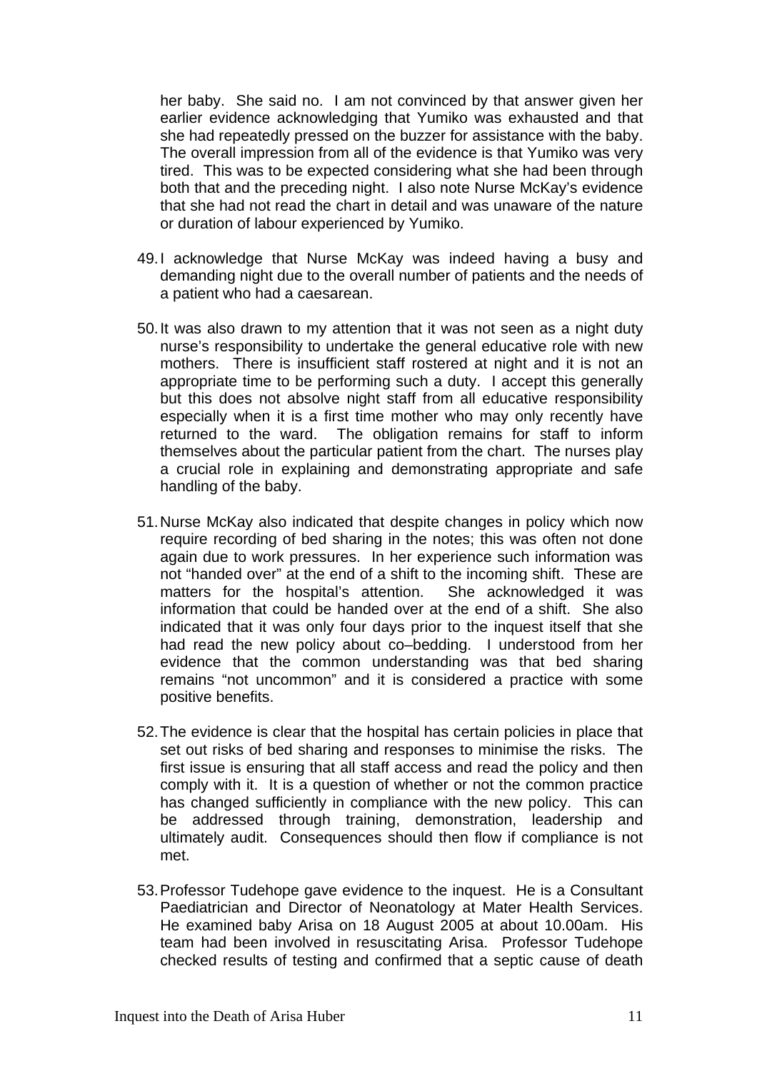her baby. She said no. I am not convinced by that answer given her earlier evidence acknowledging that Yumiko was exhausted and that she had repeatedly pressed on the buzzer for assistance with the baby. The overall impression from all of the evidence is that Yumiko was very tired. This was to be expected considering what she had been through both that and the preceding night. I also note Nurse McKay's evidence that she had not read the chart in detail and was unaware of the nature or duration of labour experienced by Yumiko.

49. I acknowledge that Nurse McKay was indeed having a busy and demanding night due to the overall number of patients and the needs of a patient who had a caesarean.

50. It was also drawn to my attention that it was not seen as a night duty nurse's responsibility to undertake the general educative role with new mothers. There is insufficient staff rostered at night and it is not an appropriate time to be performing such a duty. I accept this generally but this does not absolve night staff from all educative responsibility especially when it is a first time mother who may only recently have returned to the ward. The obligation remains for staff to inform themselves about the particular patient from the chart. The nurses play a crucial role in explaining and demonstrating appropriate and safe handling of the baby.

51. Nurse McKay also indicated that despite changes in policy which now require recording of bed sharing in the notes; this was often not done again due to work pressures. In her experience such information was not "handed over" at the end of a shift to the incoming shift. These are matters for the hospital's attention. She acknowledged it was information that could be handed over at the end of a shift. She also indicated that it was only four days prior to the inquest itself that she had read the new policy about co–bedding. I understood from her evidence that the common understanding was that bed sharing remains "not uncommon" and it is considered a practice with some positive benefits.

52. The evidence is clear that the hospital has certain policies in place that set out risks of bed sharing and responses to minimise the risks. The first issue is ensuring that all staff access and read the policy and then comply with it. It is a question of whether or not the common practice has changed sufficiently in compliance with the new policy. This can be addressed through training, demonstration, leadership and ultimately audit. Consequences should then flow if compliance is not met.

53. Professor Tudehope gave evidence to the inquest. He is a Consultant Paediatrician and Director of Neonatology at Mater Health Services. He examined baby Arisa on 18 August 2005 at about 10.00am. His team had been involved in resuscitating Arisa. Professor Tudehope checked results of testing and confirmed that a septic cause of death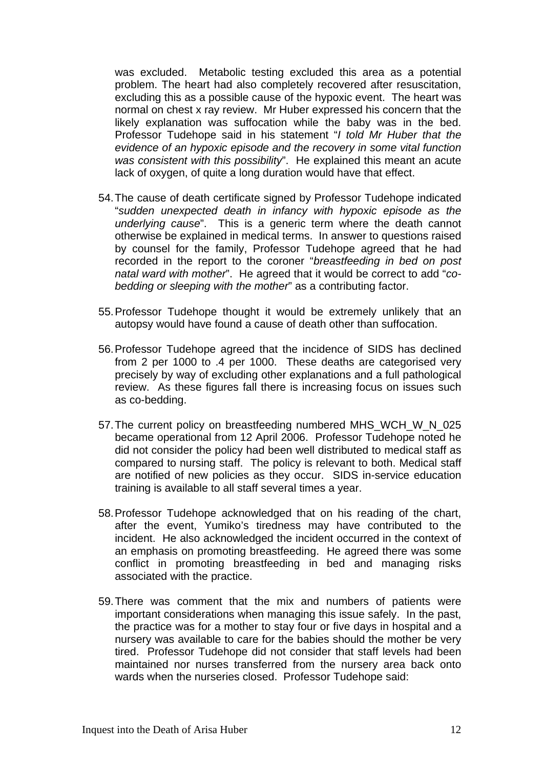was excluded. Metabolic testing excluded this area as a potential problem. The heart had also completely recovered after resuscitation, excluding this as a possible cause of the hypoxic event. The heart was normal on chest x ray review. Mr Huber expressed his concern that the likely explanation was suffocation while the baby was in the bed. Professor Tudehope said in his statement "*I told Mr Huber that the evidence of an hypoxic episode and the recovery in some vital function was consistent with this possibility*". He explained this meant an acute lack of oxygen, of quite a long duration would have that effect.

54. The cause of death certificate signed by Professor Tudehope indicated "*sudden unexpected death in infancy with hypoxic episode as the underlying cause*". This is a generic term where the death cannot otherwise be explained in medical terms. In answer to questions raised by counsel for the family, Professor Tudehope agreed that he had recorded in the report to the coroner "*breastfeeding in bed on post natal ward with mother*". He agreed that it would be correct to add "*co-bedding or sleeping with the mother*" as a contributing factor.

55. Professor Tudehope thought it would be extremely unlikely that an autopsy would have found a cause of death other than suffocation.

56. Professor Tudehope agreed that the incidence of SIDS has declined from 2 per 1000 to .4 per 1000. These deaths are categorised very precisely by way of excluding other explanations and a full pathological review. As these figures fall there is increasing focus on issues such as co-bedding.

57. The current policy on breastfeeding numbered MHS_WCH_W_N_025 became operational from 12 April 2006. Professor Tudehope noted he did not consider the policy had been well distributed to medical staff as compared to nursing staff. The policy is relevant to both. Medical staff are notified of new policies as they occur. SIDS in-service education training is available to all staff several times a year.

58. Professor Tudehope acknowledged that on his reading of the chart, after the event, Yumiko's tiredness may have contributed to the incident. He also acknowledged the incident occurred in the context of an emphasis on promoting breastfeeding. He agreed there was some conflict in promoting breastfeeding in bed and managing risks associated with the practice.

59. There was comment that the mix and numbers of patients were important considerations when managing this issue safely. In the past, the practice was for a mother to stay four or five days in hospital and a nursery was available to care for the babies should the mother be very tired. Professor Tudehope did not consider that staff levels had been maintained nor nurses transferred from the nursery area back onto wards when the nurseries closed. Professor Tudehope said: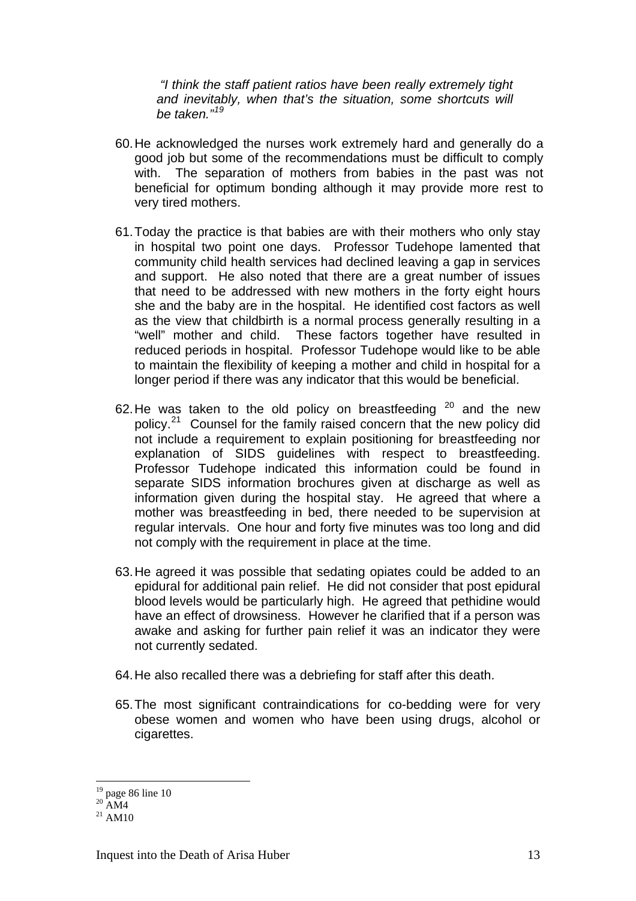> *"I think the staff patient ratios have been really extremely tight and inevitably, when that's the situation, some shortcuts will be taken."*[19]

60. He acknowledged the nurses work extremely hard and generally do a good job but some of the recommendations must be difficult to comply with. The separation of mothers from babies in the past was not beneficial for optimum bonding although it may provide more rest to very tired mothers.

61. Today the practice is that babies are with their mothers who only stay in hospital two point one days. Professor Tudehope lamented that community child health services had declined leaving a gap in services and support. He also noted that there are a great number of issues that need to be addressed with new mothers in the forty eight hours she and the baby are in the hospital. He identified cost factors as well as the view that childbirth is a normal process generally resulting in a "well" mother and child. These factors together have resulted in reduced periods in hospital. Professor Tudehope would like to be able to maintain the flexibility of keeping a mother and child in hospital for a longer period if there was any indicator that this would be beneficial.

62. He was taken to the old policy on breastfeeding [20] and the new policy.[21] Counsel for the family raised concern that the new policy did not include a requirement to explain positioning for breastfeeding nor explanation of SIDS guidelines with respect to breastfeeding. Professor Tudehope indicated this information could be found in separate SIDS information brochures given at discharge as well as information given during the hospital stay. He agreed that where a mother was breastfeeding in bed, there needed to be supervision at regular intervals. One hour and forty five minutes was too long and did not comply with the requirement in place at the time.

63. He agreed it was possible that sedating opiates could be added to an epidural for additional pain relief. He did not consider that post epidural blood levels would be particularly high. He agreed that pethidine would have an effect of drowsiness. However he clarified that if a person was awake and asking for further pain relief it was an indicator they were not currently sedated.

64. He also recalled there was a debriefing for staff after this death.

65. The most significant contraindications for co-bedding were for very obese women and women who have been using drugs, alcohol or cigarettes.

---

[19] page 86 line 10
[20] AM4
[21] AM10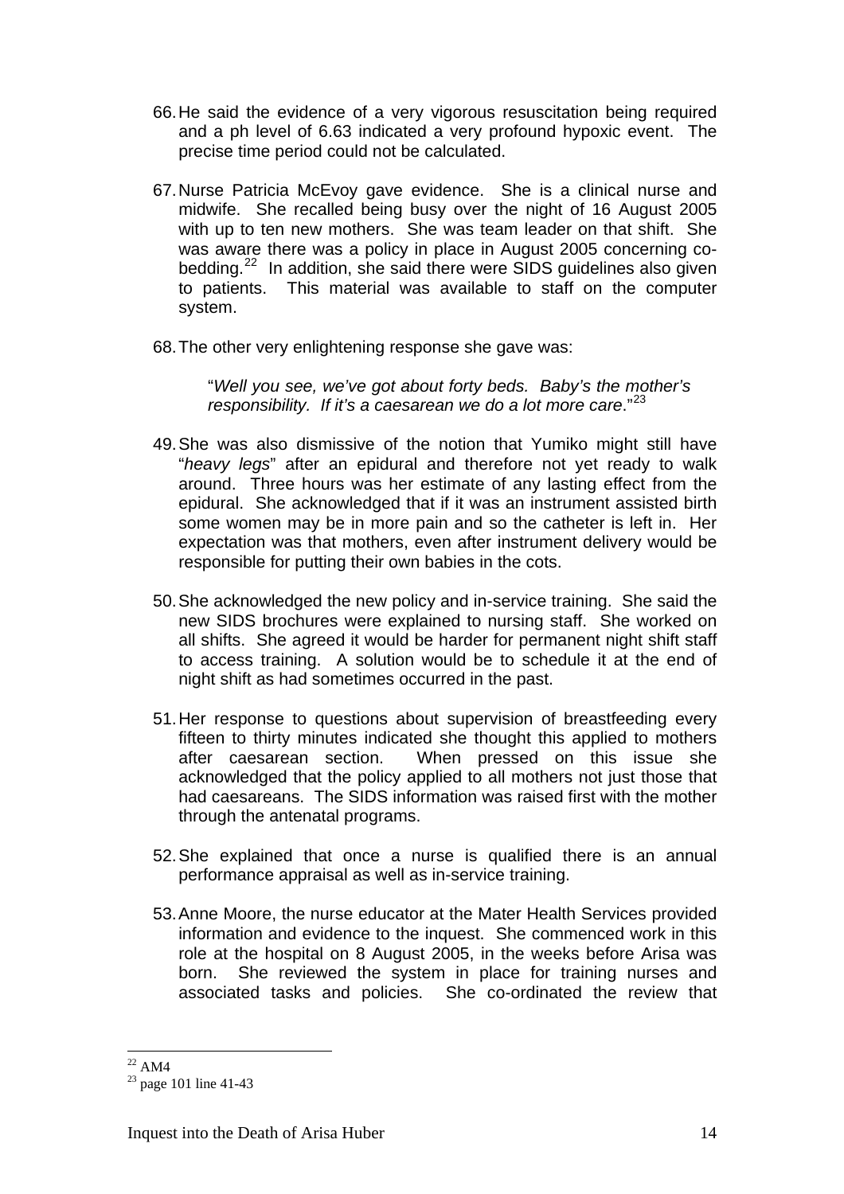66. He said the evidence of a very vigorous resuscitation being required and a ph level of 6.63 indicated a very profound hypoxic event. The precise time period could not be calculated.

67. Nurse Patricia McEvoy gave evidence. She is a clinical nurse and midwife. She recalled being busy over the night of 16 August 2005 with up to ten new mothers. She was team leader on that shift. She was aware there was a policy in place in August 2005 concerning co-bedding.[22] In addition, she said there were SIDS guidelines also given to patients. This material was available to staff on the computer system.

68. The other very enlightening response she gave was:

> "*Well you see, we've got about forty beds. Baby's the mother's responsibility. If it's a caesarean we do a lot more care*."[23]

49. She was also dismissive of the notion that Yumiko might still have "*heavy legs*" after an epidural and therefore not yet ready to walk around. Three hours was her estimate of any lasting effect from the epidural. She acknowledged that if it was an instrument assisted birth some women may be in more pain and so the catheter is left in. Her expectation was that mothers, even after instrument delivery would be responsible for putting their own babies in the cots.

50. She acknowledged the new policy and in-service training. She said the new SIDS brochures were explained to nursing staff. She worked on all shifts. She agreed it would be harder for permanent night shift staff to access training. A solution would be to schedule it at the end of night shift as had sometimes occurred in the past.

51. Her response to questions about supervision of breastfeeding every fifteen to thirty minutes indicated she thought this applied to mothers after caesarean section. When pressed on this issue she acknowledged that the policy applied to all mothers not just those that had caesareans. The SIDS information was raised first with the mother through the antenatal programs.

52. She explained that once a nurse is qualified there is an annual performance appraisal as well as in-service training.

53. Anne Moore, the nurse educator at the Mater Health Services provided information and evidence to the inquest. She commenced work in this role at the hospital on 8 August 2005, in the weeks before Arisa was born. She reviewed the system in place for training nurses and associated tasks and policies. She co-ordinated the review that

---

[22] AM4

[23] page 101 line 41-43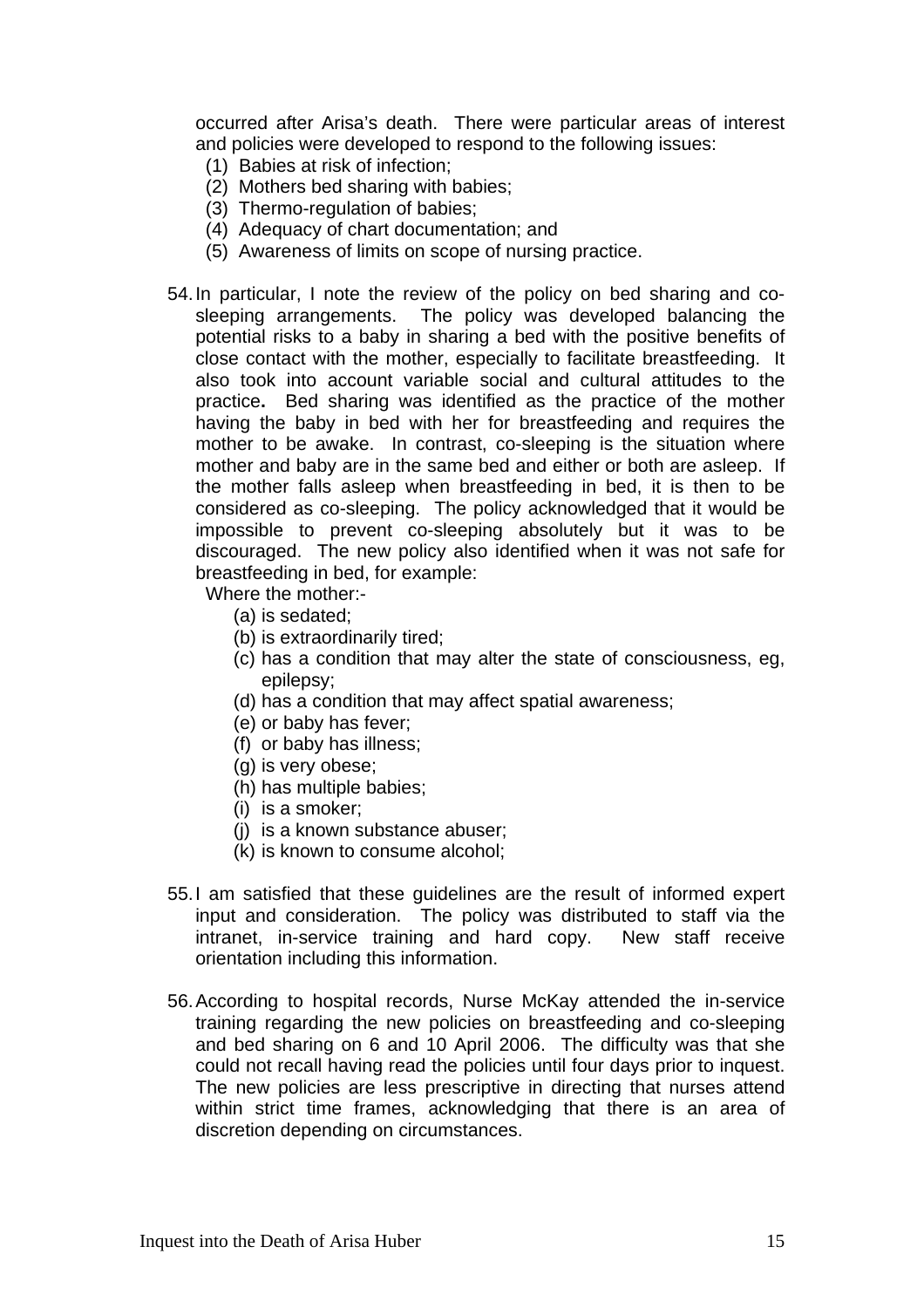occurred after Arisa's death. There were particular areas of interest and policies were developed to respond to the following issues:

1. Babies at risk of infection;
2. Mothers bed sharing with babies;
3. Thermo-regulation of babies;
4. Adequacy of chart documentation; and
5. Awareness of limits on scope of nursing practice.

54. In particular, I note the review of the policy on bed sharing and co-sleeping arrangements. The policy was developed balancing the potential risks to a baby in sharing a bed with the positive benefits of close contact with the mother, especially to facilitate breastfeeding. It also took into account variable social and cultural attitudes to the practice**.** Bed sharing was identified as the practice of the mother having the baby in bed with her for breastfeeding and requires the mother to be awake. In contrast, co-sleeping is the situation where mother and baby are in the same bed and either or both are asleep. If the mother falls asleep when breastfeeding in bed, it is then to be considered as co-sleeping. The policy acknowledged that it would be impossible to prevent co-sleeping absolutely but it was to be discouraged. The new policy also identified when it was not safe for breastfeeding in bed, for example:

   Where the mother:-

   (a) is sedated;
   (b) is extraordinarily tired;
   (c) has a condition that may alter the state of consciousness, eg, epilepsy;
   (d) has a condition that may affect spatial awareness;
   (e) or baby has fever;
   (f) or baby has illness;
   (g) is very obese;
   (h) has multiple babies;
   (i) is a smoker;
   (j) is a known substance abuser;
   (k) is known to consume alcohol;

55. I am satisfied that these guidelines are the result of informed expert input and consideration. The policy was distributed to staff via the intranet, in-service training and hard copy. New staff receive orientation including this information.

56. According to hospital records, Nurse McKay attended the in-service training regarding the new policies on breastfeeding and co-sleeping and bed sharing on 6 and 10 April 2006. The difficulty was that she could not recall having read the policies until four days prior to inquest. The new policies are less prescriptive in directing that nurses attend within strict time frames, acknowledging that there is an area of discretion depending on circumstances.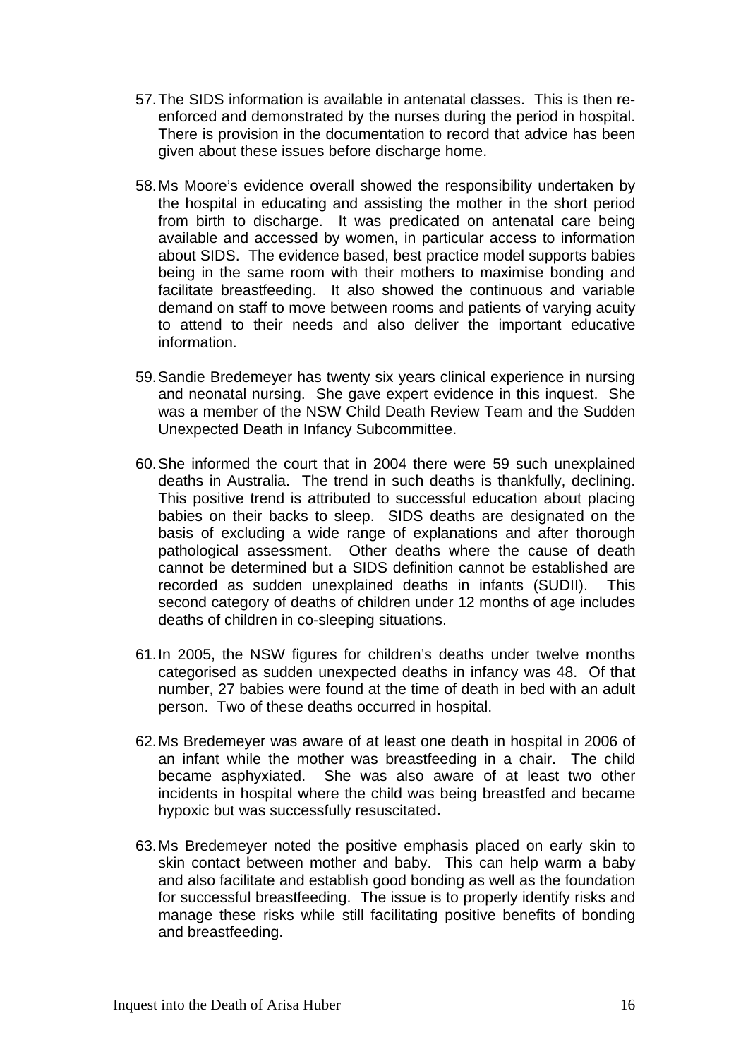57. The SIDS information is available in antenatal classes. This is then re-enforced and demonstrated by the nurses during the period in hospital. There is provision in the documentation to record that advice has been given about these issues before discharge home.

58. Ms Moore's evidence overall showed the responsibility undertaken by the hospital in educating and assisting the mother in the short period from birth to discharge. It was predicated on antenatal care being available and accessed by women, in particular access to information about SIDS. The evidence based, best practice model supports babies being in the same room with their mothers to maximise bonding and facilitate breastfeeding. It also showed the continuous and variable demand on staff to move between rooms and patients of varying acuity to attend to their needs and also deliver the important educative information.

59. Sandie Bredemeyer has twenty six years clinical experience in nursing and neonatal nursing. She gave expert evidence in this inquest. She was a member of the NSW Child Death Review Team and the Sudden Unexpected Death in Infancy Subcommittee.

60. She informed the court that in 2004 there were 59 such unexplained deaths in Australia. The trend in such deaths is thankfully, declining. This positive trend is attributed to successful education about placing babies on their backs to sleep. SIDS deaths are designated on the basis of excluding a wide range of explanations and after thorough pathological assessment. Other deaths where the cause of death cannot be determined but a SIDS definition cannot be established are recorded as sudden unexplained deaths in infants (SUDII). This second category of deaths of children under 12 months of age includes deaths of children in co-sleeping situations.

61. In 2005, the NSW figures for children's deaths under twelve months categorised as sudden unexpected deaths in infancy was 48. Of that number, 27 babies were found at the time of death in bed with an adult person. Two of these deaths occurred in hospital.

62. Ms Bredemeyer was aware of at least one death in hospital in 2006 of an infant while the mother was breastfeeding in a chair. The child became asphyxiated. She was also aware of at least two other incidents in hospital where the child was being breastfed and became hypoxic but was successfully resuscitated.

63. Ms Bredemeyer noted the positive emphasis placed on early skin to skin contact between mother and baby. This can help warm a baby and also facilitate and establish good bonding as well as the foundation for successful breastfeeding. The issue is to properly identify risks and manage these risks while still facilitating positive benefits of bonding and breastfeeding.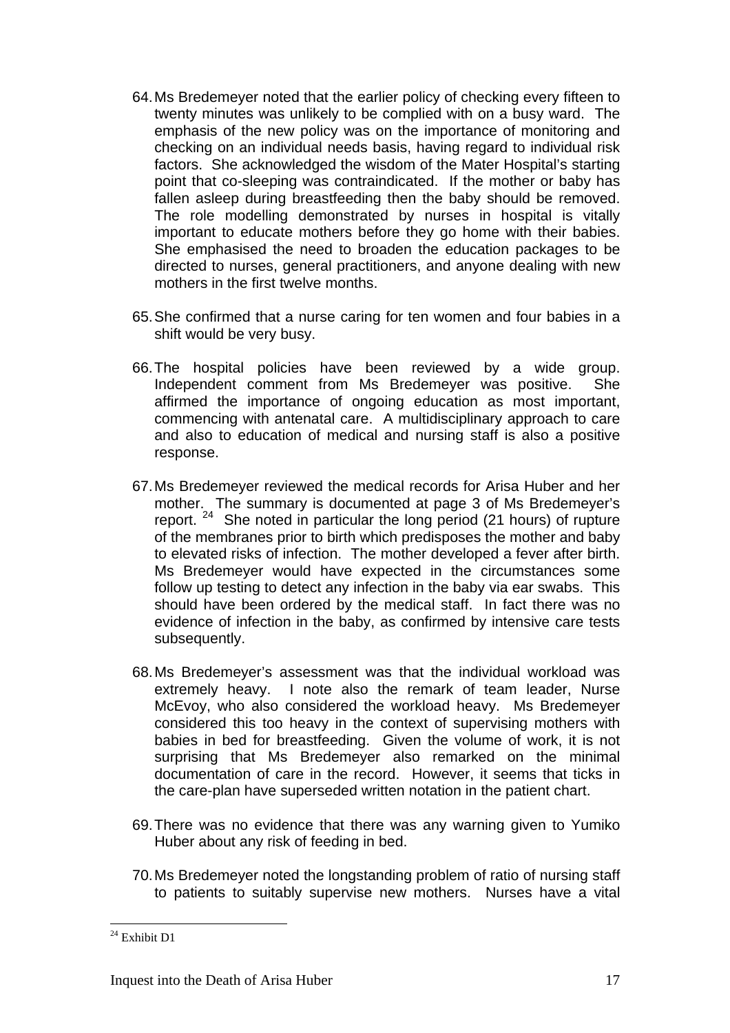64. Ms Bredemeyer noted that the earlier policy of checking every fifteen to twenty minutes was unlikely to be complied with on a busy ward. The emphasis of the new policy was on the importance of monitoring and checking on an individual needs basis, having regard to individual risk factors. She acknowledged the wisdom of the Mater Hospital's starting point that co-sleeping was contraindicated. If the mother or baby has fallen asleep during breastfeeding then the baby should be removed. The role modelling demonstrated by nurses in hospital is vitally important to educate mothers before they go home with their babies. She emphasised the need to broaden the education packages to be directed to nurses, general practitioners, and anyone dealing with new mothers in the first twelve months.

65. She confirmed that a nurse caring for ten women and four babies in a shift would be very busy.

66. The hospital policies have been reviewed by a wide group. Independent comment from Ms Bredemeyer was positive. She affirmed the importance of ongoing education as most important, commencing with antenatal care. A multidisciplinary approach to care and also to education of medical and nursing staff is also a positive response.

67. Ms Bredemeyer reviewed the medical records for Arisa Huber and her mother. The summary is documented at page 3 of Ms Bredemeyer's report. [24] She noted in particular the long period (21 hours) of rupture of the membranes prior to birth which predisposes the mother and baby to elevated risks of infection. The mother developed a fever after birth. Ms Bredemeyer would have expected in the circumstances some follow up testing to detect any infection in the baby via ear swabs. This should have been ordered by the medical staff. In fact there was no evidence of infection in the baby, as confirmed by intensive care tests subsequently.

68. Ms Bredemeyer's assessment was that the individual workload was extremely heavy. I note also the remark of team leader, Nurse McEvoy, who also considered the workload heavy. Ms Bredemeyer considered this too heavy in the context of supervising mothers with babies in bed for breastfeeding. Given the volume of work, it is not surprising that Ms Bredemeyer also remarked on the minimal documentation of care in the record. However, it seems that ticks in the care-plan have superseded written notation in the patient chart.

69. There was no evidence that there was any warning given to Yumiko Huber about any risk of feeding in bed.

70. Ms Bredemeyer noted the longstanding problem of ratio of nursing staff to patients to suitably supervise new mothers. Nurses have a vital

[24] Exhibit D1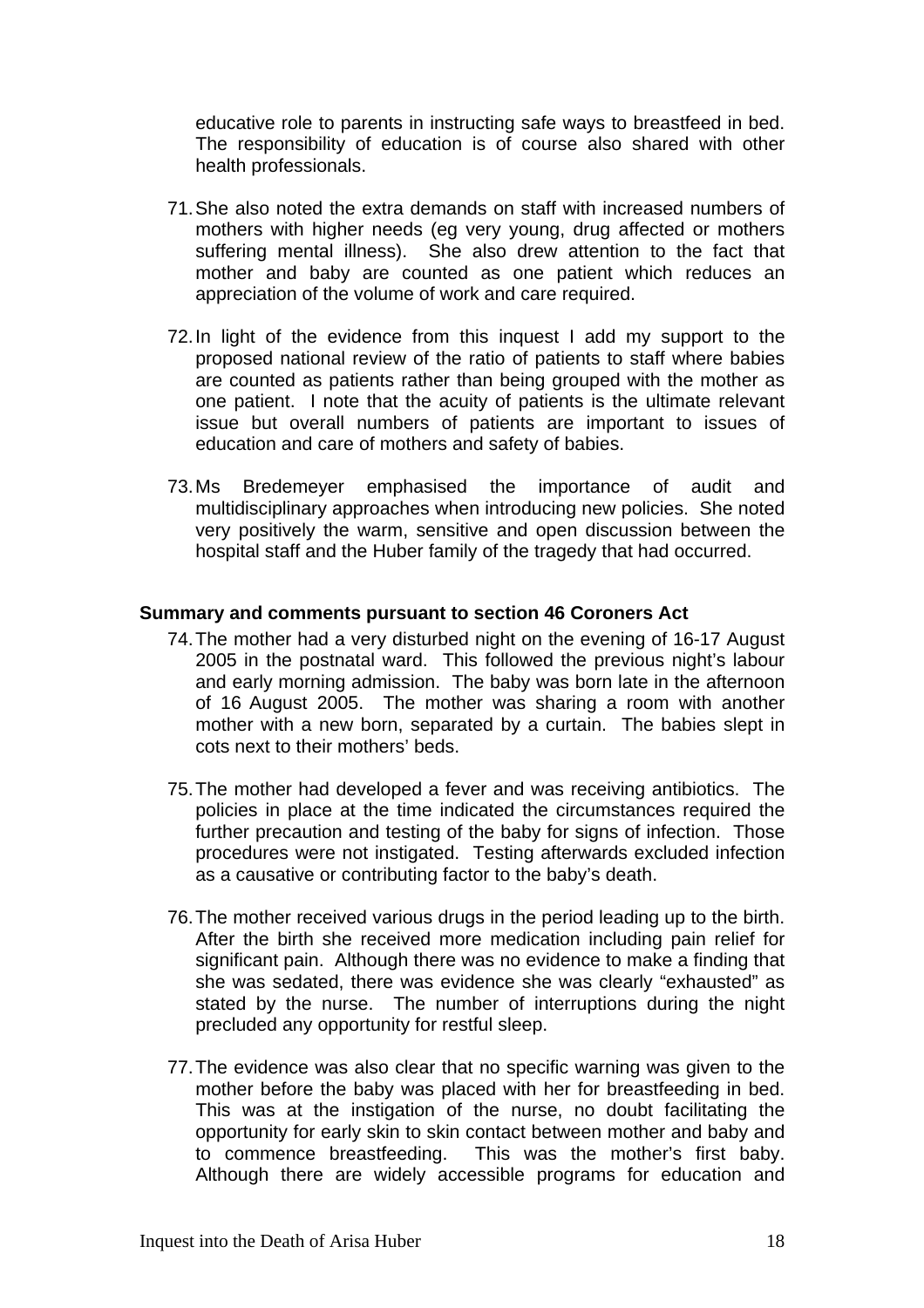educative role to parents in instructing safe ways to breastfeed in bed. The responsibility of education is of course also shared with other health professionals.

71. She also noted the extra demands on staff with increased numbers of mothers with higher needs (eg very young, drug affected or mothers suffering mental illness). She also drew attention to the fact that mother and baby are counted as one patient which reduces an appreciation of the volume of work and care required.

72. In light of the evidence from this inquest I add my support to the proposed national review of the ratio of patients to staff where babies are counted as patients rather than being grouped with the mother as one patient. I note that the acuity of patients is the ultimate relevant issue but overall numbers of patients are important to issues of education and care of mothers and safety of babies.

73. Ms Bredemeyer emphasised the importance of audit and multidisciplinary approaches when introducing new policies. She noted very positively the warm, sensitive and open discussion between the hospital staff and the Huber family of the tragedy that had occurred.

**Summary and comments pursuant to section 46 Coroners Act**

74. The mother had a very disturbed night on the evening of 16-17 August 2005 in the postnatal ward. This followed the previous night's labour and early morning admission. The baby was born late in the afternoon of 16 August 2005. The mother was sharing a room with another mother with a new born, separated by a curtain. The babies slept in cots next to their mothers' beds.

75. The mother had developed a fever and was receiving antibiotics. The policies in place at the time indicated the circumstances required the further precaution and testing of the baby for signs of infection. Those procedures were not instigated. Testing afterwards excluded infection as a causative or contributing factor to the baby's death.

76. The mother received various drugs in the period leading up to the birth. After the birth she received more medication including pain relief for significant pain. Although there was no evidence to make a finding that she was sedated, there was evidence she was clearly "exhausted" as stated by the nurse. The number of interruptions during the night precluded any opportunity for restful sleep.

77. The evidence was also clear that no specific warning was given to the mother before the baby was placed with her for breastfeeding in bed. This was at the instigation of the nurse, no doubt facilitating the opportunity for early skin to skin contact between mother and baby and to commence breastfeeding. This was the mother's first baby. Although there are widely accessible programs for education and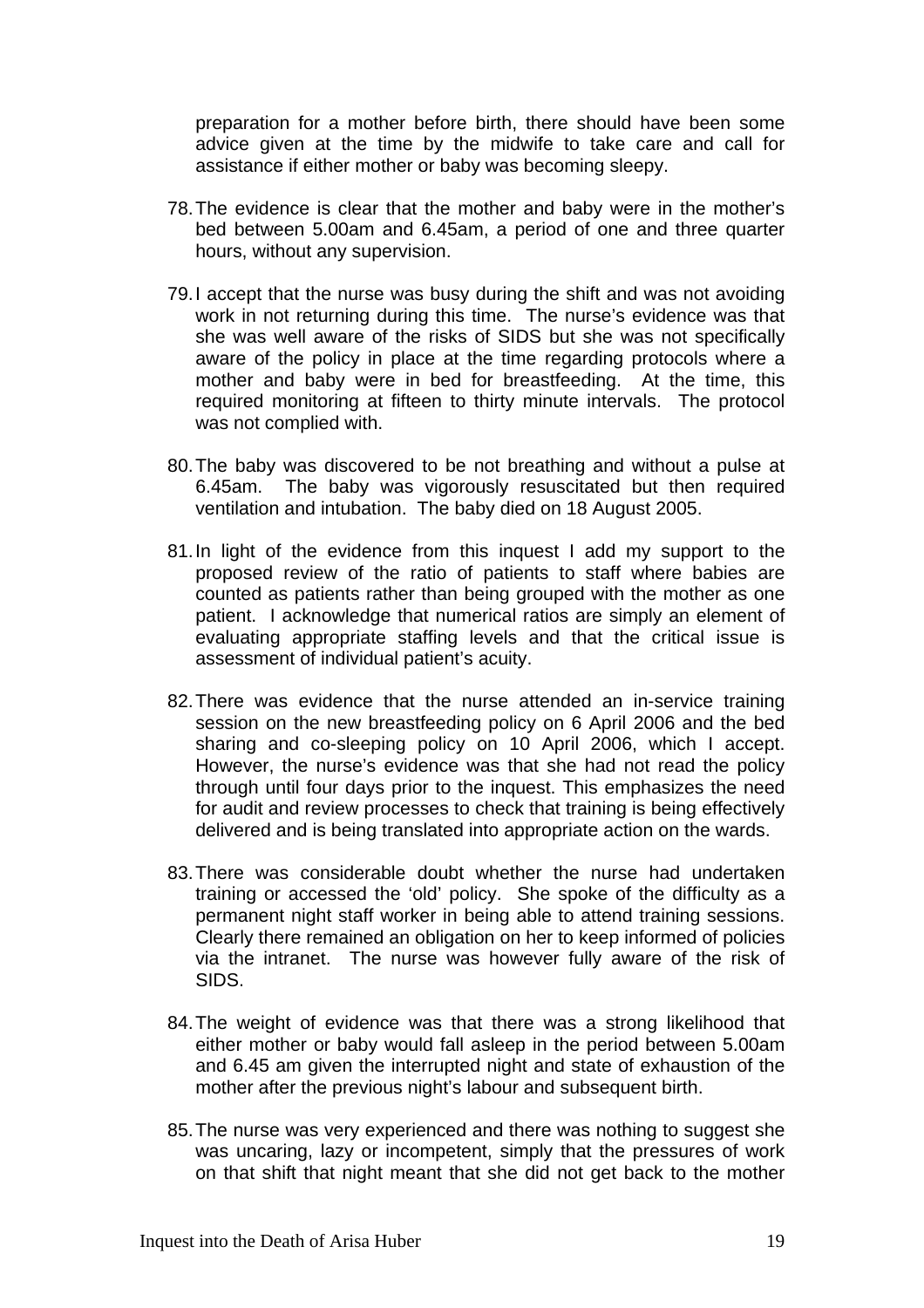preparation for a mother before birth, there should have been some advice given at the time by the midwife to take care and call for assistance if either mother or baby was becoming sleepy.

78. The evidence is clear that the mother and baby were in the mother's bed between 5.00am and 6.45am, a period of one and three quarter hours, without any supervision.

79. I accept that the nurse was busy during the shift and was not avoiding work in not returning during this time. The nurse's evidence was that she was well aware of the risks of SIDS but she was not specifically aware of the policy in place at the time regarding protocols where a mother and baby were in bed for breastfeeding. At the time, this required monitoring at fifteen to thirty minute intervals. The protocol was not complied with.

80. The baby was discovered to be not breathing and without a pulse at 6.45am. The baby was vigorously resuscitated but then required ventilation and intubation. The baby died on 18 August 2005.

81. In light of the evidence from this inquest I add my support to the proposed review of the ratio of patients to staff where babies are counted as patients rather than being grouped with the mother as one patient. I acknowledge that numerical ratios are simply an element of evaluating appropriate staffing levels and that the critical issue is assessment of individual patient's acuity.

82. There was evidence that the nurse attended an in-service training session on the new breastfeeding policy on 6 April 2006 and the bed sharing and co-sleeping policy on 10 April 2006, which I accept. However, the nurse's evidence was that she had not read the policy through until four days prior to the inquest. This emphasizes the need for audit and review processes to check that training is being effectively delivered and is being translated into appropriate action on the wards.

83. There was considerable doubt whether the nurse had undertaken training or accessed the 'old' policy. She spoke of the difficulty as a permanent night staff worker in being able to attend training sessions. Clearly there remained an obligation on her to keep informed of policies via the intranet. The nurse was however fully aware of the risk of SIDS.

84. The weight of evidence was that there was a strong likelihood that either mother or baby would fall asleep in the period between 5.00am and 6.45 am given the interrupted night and state of exhaustion of the mother after the previous night's labour and subsequent birth.

85. The nurse was very experienced and there was nothing to suggest she was uncaring, lazy or incompetent, simply that the pressures of work on that shift that night meant that she did not get back to the mother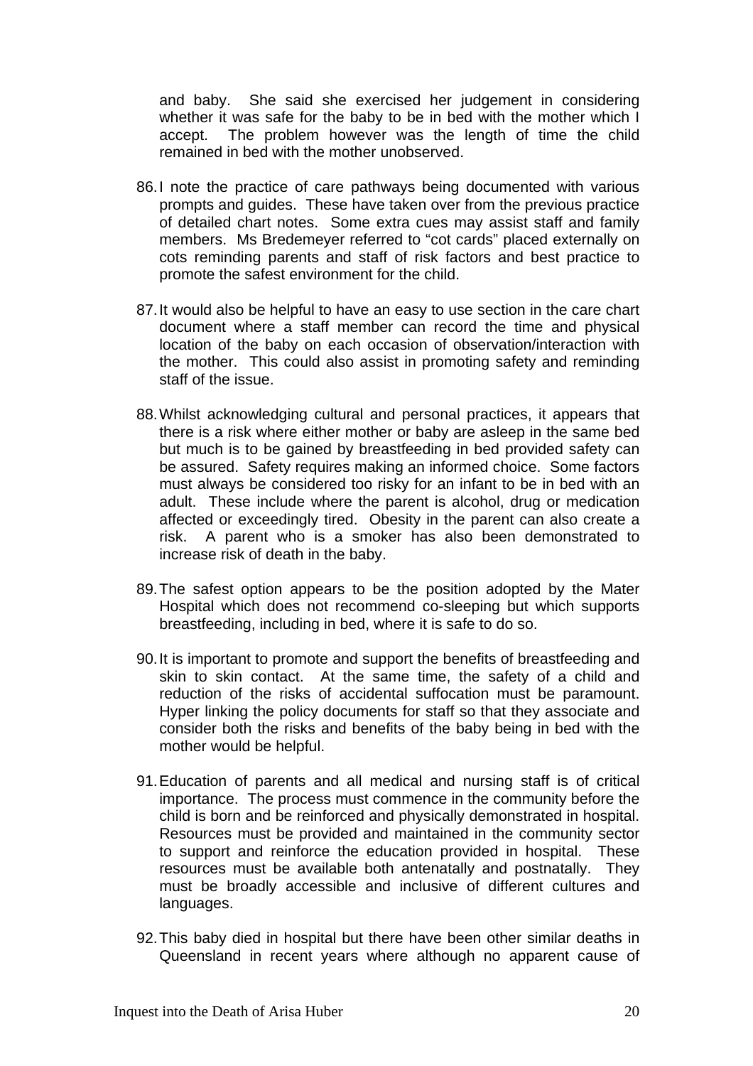and baby. She said she exercised her judgement in considering whether it was safe for the baby to be in bed with the mother which I accept. The problem however was the length of time the child remained in bed with the mother unobserved.

86. I note the practice of care pathways being documented with various prompts and guides. These have taken over from the previous practice of detailed chart notes. Some extra cues may assist staff and family members. Ms Bredemeyer referred to "cot cards" placed externally on cots reminding parents and staff of risk factors and best practice to promote the safest environment for the child.

87. It would also be helpful to have an easy to use section in the care chart document where a staff member can record the time and physical location of the baby on each occasion of observation/interaction with the mother. This could also assist in promoting safety and reminding staff of the issue.

88. Whilst acknowledging cultural and personal practices, it appears that there is a risk where either mother or baby are asleep in the same bed but much is to be gained by breastfeeding in bed provided safety can be assured. Safety requires making an informed choice. Some factors must always be considered too risky for an infant to be in bed with an adult. These include where the parent is alcohol, drug or medication affected or exceedingly tired. Obesity in the parent can also create a risk. A parent who is a smoker has also been demonstrated to increase risk of death in the baby.

89. The safest option appears to be the position adopted by the Mater Hospital which does not recommend co-sleeping but which supports breastfeeding, including in bed, where it is safe to do so.

90. It is important to promote and support the benefits of breastfeeding and skin to skin contact. At the same time, the safety of a child and reduction of the risks of accidental suffocation must be paramount. Hyper linking the policy documents for staff so that they associate and consider both the risks and benefits of the baby being in bed with the mother would be helpful.

91. Education of parents and all medical and nursing staff is of critical importance. The process must commence in the community before the child is born and be reinforced and physically demonstrated in hospital. Resources must be provided and maintained in the community sector to support and reinforce the education provided in hospital. These resources must be available both antenatally and postnatally. They must be broadly accessible and inclusive of different cultures and languages.

92. This baby died in hospital but there have been other similar deaths in Queensland in recent years where although no apparent cause of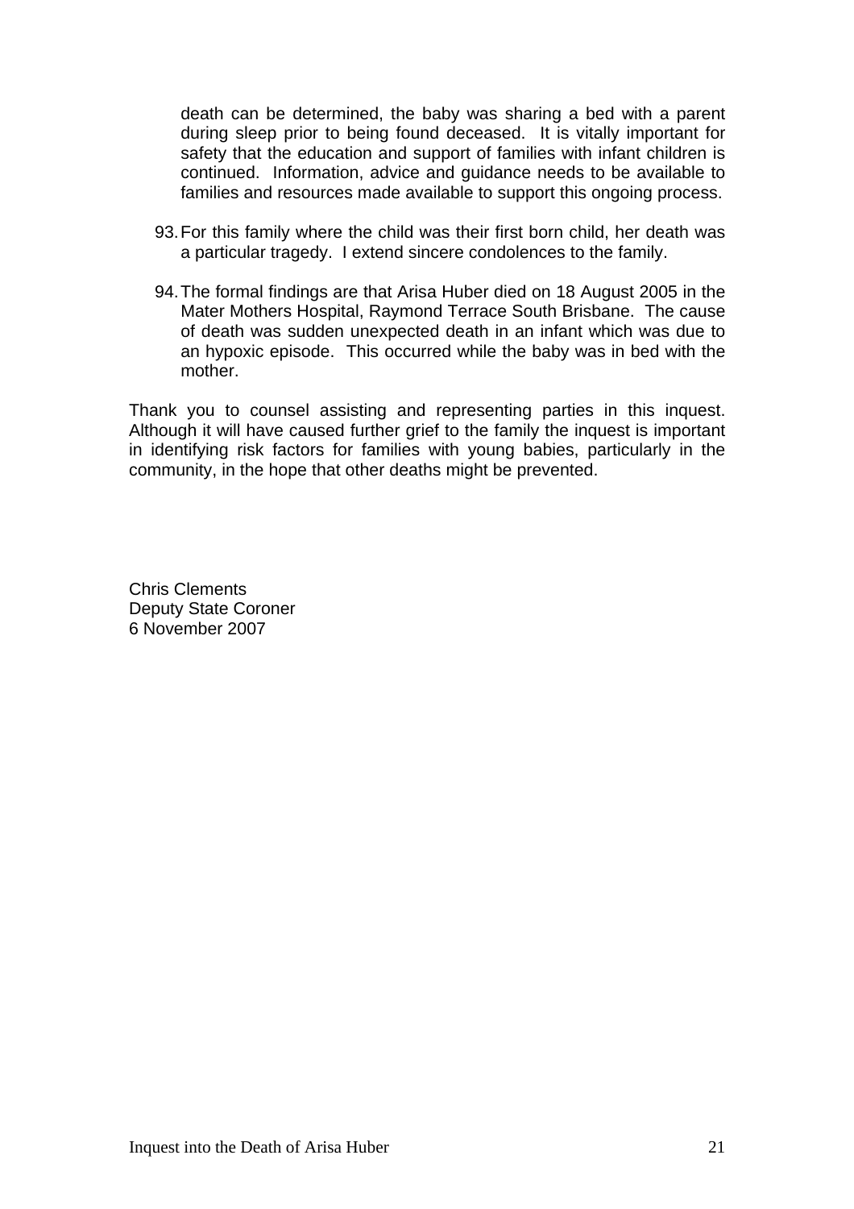death can be determined, the baby was sharing a bed with a parent during sleep prior to being found deceased. It is vitally important for safety that the education and support of families with infant children is continued. Information, advice and guidance needs to be available to families and resources made available to support this ongoing process.

93. For this family where the child was their first born child, her death was a particular tragedy. I extend sincere condolences to the family.

94. The formal findings are that Arisa Huber died on 18 August 2005 in the Mater Mothers Hospital, Raymond Terrace South Brisbane. The cause of death was sudden unexpected death in an infant which was due to an hypoxic episode. This occurred while the baby was in bed with the mother.

Thank you to counsel assisting and representing parties in this inquest. Although it will have caused further grief to the family the inquest is important in identifying risk factors for families with young babies, particularly in the community, in the hope that other deaths might be prevented.

Chris Clements
Deputy State Coroner
6 November 2007